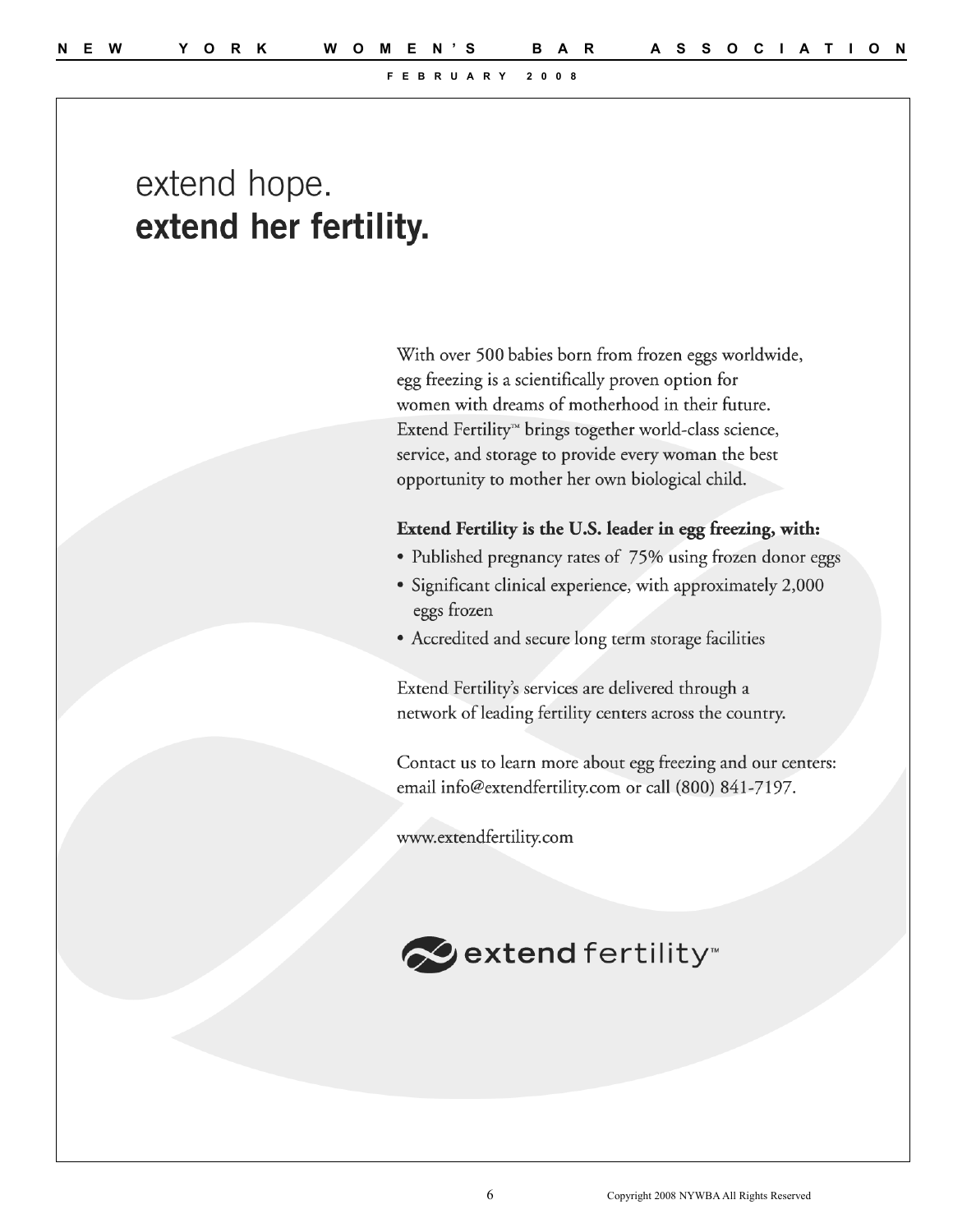extend hope.

**extend her fertility.**

With over 500 babies born from frozen eggs worldwide, egg freezing is a scientifically proven option for women with dreams of motherhood in their future. Extend Fertility™ brings together world-class science, service, and storage to provide every woman the best opportunity to mother her own biological child.

**Extend Fertility is the U.S. leader in egg freezing, with:**

- Published pregnancy rates of 75% using frozen donor eggs
- Significant clinical experience, with approximately 2,000 eggs frozen
- Accredited and secure long term storage facilities

Extend Fertility's services are delivered through a network of leading fertility centers across the country.

Contact us to learn more about egg freezing and our centers: email info@extendfertility.com or call (800) 841-7197.

www.extendfertility.com

extend fertility™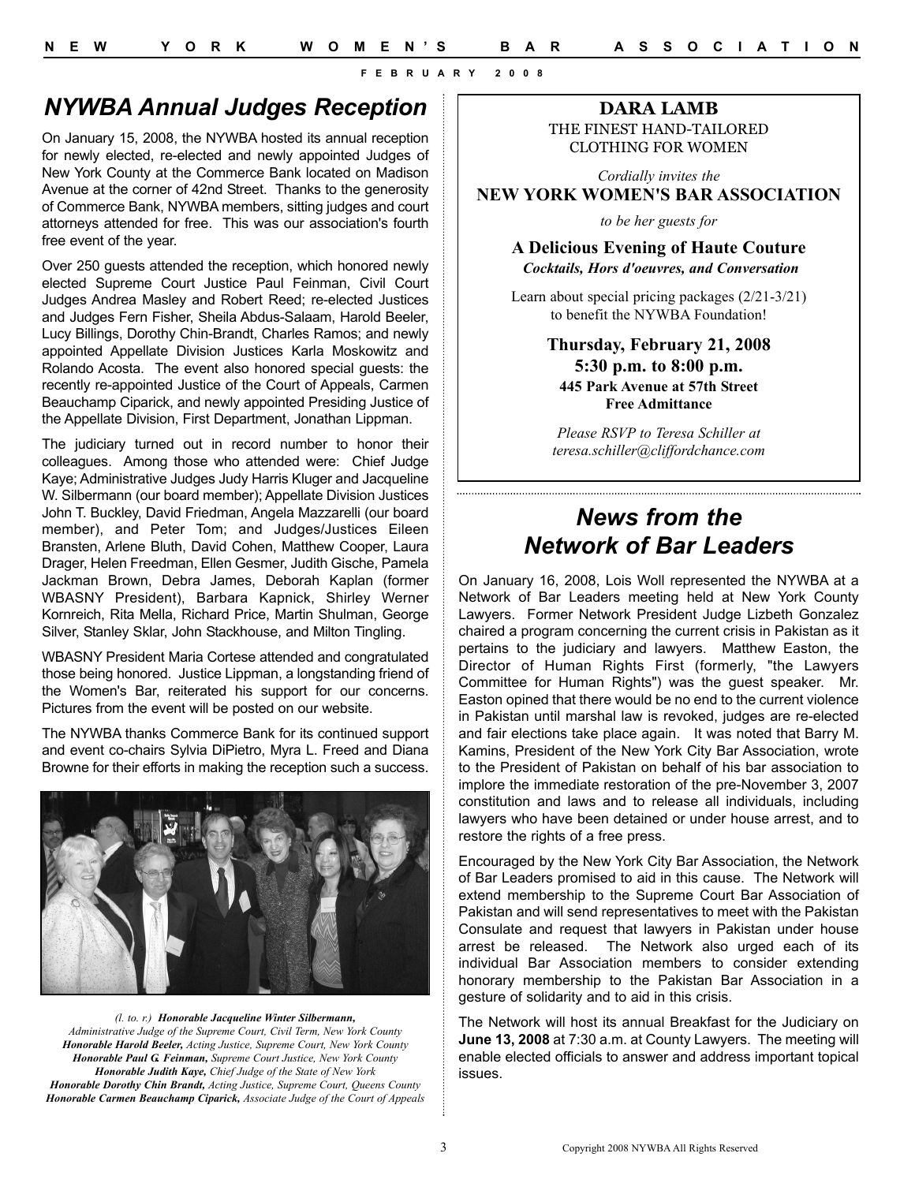## NYWBA Annual Judges Reception

On January 15, 2008, the NYWBA hosted its annual reception for newly elected, re-elected and newly appointed Judges of New York County at the Commerce Bank located on Madison Avenue at the corner of 42nd Street. Thanks to the generosity of Commerce Bank, NYWBA members, sitting judges and court attorneys attended for free. This was our association's fourth free event of the year.

Over 250 guests attended the reception, which honored newly elected Supreme Court Justice Paul Feinman, Civil Court Judges Andrea Masley and Robert Reed; re-elected Justices and Judges Fern Fisher, Sheila Abdus-Salaam, Harold Beeler, Lucy Billings, Dorothy Chin-Brandt, Charles Ramos; and newly appointed Appellate Division Justices Karla Moskowitz and Rolando Acosta. The event also honored special guests: the recently re-appointed Justice of the Court of Appeals, Carmen Beauchamp Ciparick, and newly appointed Presiding Justice of the Appellate Division, First Department, Jonathan Lippman.

The judiciary turned out in record number to honor their colleagues. Among those who attended were: Chief Judge Kaye; Administrative Judges Judy Harris Kluger and Jacqueline W. Silbermann (our board member); Appellate Division Justices John T. Buckley, David Friedman, Angela Mazzarelli (our board member), and Peter Tom; and Judges/Justices Eileen Bransten, Arlene Bluth, David Cohen, Matthew Cooper, Laura Drager, Helen Freedman, Ellen Gesmer, Judith Gische, Pamela Jackman Brown, Debra James, Deborah Kaplan (former WBASNY President), Barbara Kapnick, Shirley Werner Kornreich, Rita Mella, Richard Price, Martin Shulman, George Silver, Stanley Sklar, John Stackhouse, and Milton Tingling.

WBASNY President Maria Cortese attended and congratulated those being honored. Justice Lippman, a longstanding friend of the Women's Bar, reiterated his support for our concerns. Pictures from the event will be posted on our website.

The NYWBA thanks Commerce Bank for its continued support and event co-chairs Sylvia DiPietro, Myra L. Freed and Diana Browne for their efforts in making the reception such a success.

*(l. to. r.)* ***Honorable Jacqueline Winter Silbermann,*** *Administrative Judge of the Supreme Court, Civil Term, New York County*
***Honorable Harold Beeler,*** *Acting Justice, Supreme Court, New York County*
***Honorable Paul G. Feinman,*** *Supreme Court Justice, New York County*
***Honorable Judith Kaye,*** *Chief Judge of the State of New York*
***Honorable Dorothy Chin Brandt,*** *Acting Justice, Supreme Court, Queens County*
***Honorable Carmen Beauchamp Ciparick,*** *Associate Judge of the Court of Appeals*

---

**DARA LAMB**
THE FINEST HAND-TAILORED CLOTHING FOR WOMEN

*Cordially invites the*
**NEW YORK WOMEN'S BAR ASSOCIATION**
*to be her guests for*

**A Delicious Evening of Haute Couture**
***Cocktails, Hors d'oeuvres, and Conversation***

Learn about special pricing packages (2/21-3/21) to benefit the NYWBA Foundation!

**Thursday, February 21, 2008**
**5:30 p.m. to 8:00 p.m.**
**445 Park Avenue at 57th Street**
**Free Admittance**

*Please RSVP to Teresa Schiller at teresa.schiller@cliffordchance.com*

---

## News from the Network of Bar Leaders

On January 16, 2008, Lois Woll represented the NYWBA at a Network of Bar Leaders meeting held at New York County Lawyers. Former Network President Judge Lizbeth Gonzalez chaired a program concerning the current crisis in Pakistan as it pertains to the judiciary and lawyers. Matthew Easton, the Director of Human Rights First (formerly, "the Lawyers Committee for Human Rights") was the guest speaker. Mr. Easton opined that there would be no end to the current violence in Pakistan until marshal law is revoked, judges are re-elected and fair elections take place again. It was noted that Barry M. Kamins, President of the New York City Bar Association, wrote to the President of Pakistan on behalf of his bar association to implore the immediate restoration of the pre-November 3, 2007 constitution and laws and to release all individuals, including lawyers who have been detained or under house arrest, and to restore the rights of a free press.

Encouraged by the New York City Bar Association, the Network of Bar Leaders promised to aid in this cause. The Network will extend membership to the Supreme Court Bar Association of Pakistan and will send representatives to meet with the Pakistan Consulate and request that lawyers in Pakistan under house arrest be released. The Network also urged each of its individual Bar Association members to consider extending honorary membership to the Pakistan Bar Association in a gesture of solidarity and to aid in this crisis.

The Network will host its annual Breakfast for the Judiciary on **June 13, 2008** at 7:30 a.m. at County Lawyers. The meeting will enable elected officials to answer and address important topical issues.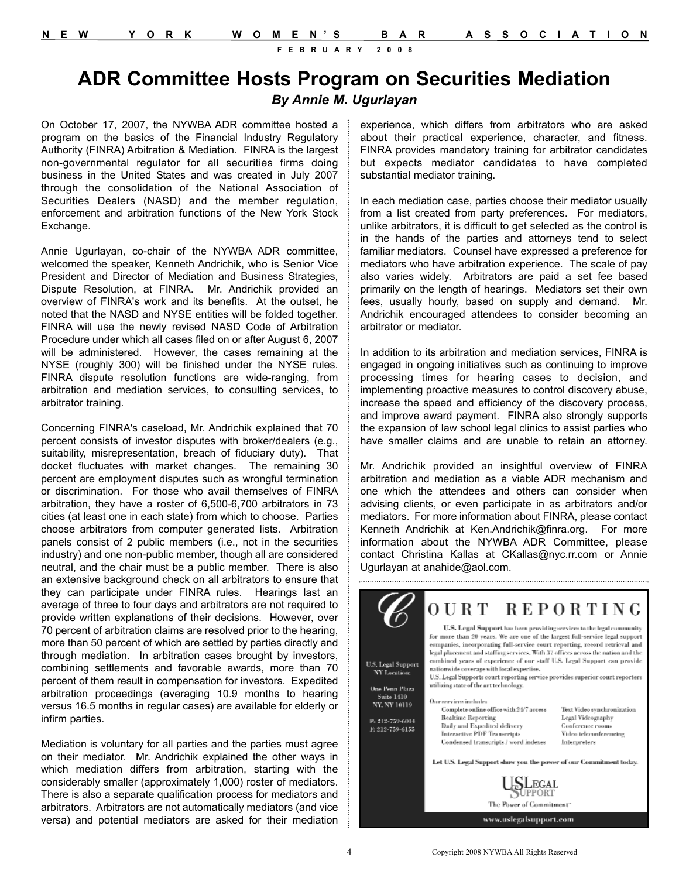# ADR Committee Hosts Program on Securities Mediation

***By Annie M. Ugurlayan***

On October 17, 2007, the NYWBA ADR committee hosted a program on the basics of the Financial Industry Regulatory Authority (FINRA) Arbitration & Mediation. FINRA is the largest non-governmental regulator for all securities firms doing business in the United States and was created in July 2007 through the consolidation of the National Association of Securities Dealers (NASD) and the member regulation, enforcement and arbitration functions of the New York Stock Exchange.

Annie Ugurlayan, co-chair of the NYWBA ADR committee, welcomed the speaker, Kenneth Andrichik, who is Senior Vice President and Director of Mediation and Business Strategies, Dispute Resolution, at FINRA. Mr. Andrichik provided an overview of FINRA's work and its benefits. At the outset, he noted that the NASD and NYSE entities will be folded together. FINRA will use the newly revised NASD Code of Arbitration Procedure under which all cases filed on or after August 6, 2007 will be administered. However, the cases remaining at the NYSE (roughly 300) will be finished under the NYSE rules. FINRA dispute resolution functions are wide-ranging, from arbitration and mediation services, to consulting services, to arbitrator training.

Concerning FINRA's caseload, Mr. Andrichik explained that 70 percent consists of investor disputes with broker/dealers (e.g., suitability, misrepresentation, breach of fiduciary duty). That docket fluctuates with market changes. The remaining 30 percent are employment disputes such as wrongful termination or discrimination. For those who avail themselves of FINRA arbitration, they have a roster of 6,500-6,700 arbitrators in 73 cities (at least one in each state) from which to choose. Parties choose arbitrators from computer generated lists. Arbitration panels consist of 2 public members (i.e., not in the securities industry) and one non-public member, though all are considered neutral, and the chair must be a public member. There is also an extensive background check on all arbitrators to ensure that they can participate under FINRA rules. Hearings last an average of three to four days and arbitrators are not required to provide written explanations of their decisions. However, over 70 percent of arbitration claims are resolved prior to the hearing, more than 50 percent of which are settled by parties directly and through mediation. In arbitration cases brought by investors, combining settlements and favorable awards, more than 70 percent of them result in compensation for investors. Expedited arbitration proceedings (averaging 10.9 months to hearing versus 16.5 months in regular cases) are available for elderly or infirm parties.

Mediation is voluntary for all parties and the parties must agree on their mediator. Mr. Andrichik explained the other ways in which mediation differs from arbitration, starting with the considerably smaller (approximately 1,000) roster of mediators. There is also a separate qualification process for mediators and arbitrators. Arbitrators are not automatically mediators (and vice versa) and potential mediators are asked for their mediation experience, which differs from arbitrators who are asked about their practical experience, character, and fitness. FINRA provides mandatory training for arbitrator candidates but expects mediator candidates to have completed substantial mediator training.

In each mediation case, parties choose their mediator usually from a list created from party preferences. For mediators, unlike arbitrators, it is difficult to get selected as the control is in the hands of the parties and attorneys tend to select familiar mediators. Counsel have expressed a preference for mediators who have arbitration experience. The scale of pay also varies widely. Arbitrators are paid a set fee based primarily on the length of hearings. Mediators set their own fees, usually hourly, based on supply and demand. Mr. Andrichik encouraged attendees to consider becoming an arbitrator or mediator.

In addition to its arbitration and mediation services, FINRA is engaged in ongoing initiatives such as continuing to improve processing times for hearing cases to decision, and implementing proactive measures to control discovery abuse, increase the speed and efficiency of the discovery process, and improve award payment. FINRA also strongly supports the expansion of law school legal clinics to assist parties who have smaller claims and are unable to retain an attorney.

Mr. Andrichik provided an insightful overview of FINRA arbitration and mediation as a viable ADR mechanism and one which the attendees and others can consider when advising clients, or even participate in as arbitrators and/or mediators. For more information about FINRA, please contact Kenneth Andrichik at Ken.Andrichik@finra.org. For more information about the NYWBA ADR Committee, please contact Christina Kallas at CKallas@nyc.rr.com or Annie Ugurlayan at anahide@aol.com.

---

# COURT REPORTING

**U.S. Legal Support** has been providing services to the legal community for more than 20 years. We are one of the largest full-service legal support companies, incorporating full-service court reporting, record retrieval and legal placement and staffing services. With 37 offices across the nation and the combined years of experience of our staff U.S. Legal Support can provide nationwide coverage with local expertise.

U.S. Legal Supports court reporting service provides superior court reporters utilizing state of the art technology.

Our services include:

- Complete online office with 24/7 access
- Realtime Reporting
- Daily and Expedited delivery
- Interactive PDF Transcripts
- Condensed transcripts / word indexes
- Text Video synchronization
- Legal Videography
- Conference rooms
- Video teleconferencing
- Interpreters

**Let U.S. Legal Support show you the power of our Commitment today.**

U.S. Legal Support
NY Location:

One Penn Plaza
Suite 1410
NY, NY 10119

P: 212-759-6014
F: 212-759-6155

US Legal Support
The Power of Commitment

www.uslegalsupport.com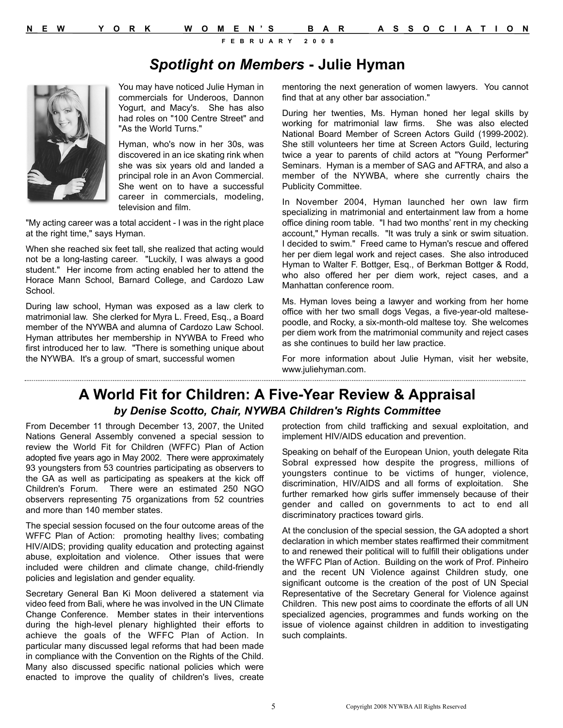## *Spotlight on Members* - Julie Hyman

You may have noticed Julie Hyman in commercials for Underoos, Dannon Yogurt, and Macy's. She has also had roles on "100 Centre Street" and "As the World Turns."

Hyman, who's now in her 30s, was discovered in an ice skating rink when she was six years old and landed a principal role in an Avon Commercial. She went on to have a successful career in commercials, modeling, television and film.

"My acting career was a total accident - I was in the right place at the right time," says Hyman.

When she reached six feet tall, she realized that acting would not be a long-lasting career. "Luckily, I was always a good student." Her income from acting enabled her to attend the Horace Mann School, Barnard College, and Cardozo Law School.

During law school, Hyman was exposed as a law clerk to matrimonial law. She clerked for Myra L. Freed, Esq., a Board member of the NYWBA and alumna of Cardozo Law School. Hyman attributes her membership in NYWBA to Freed who first introduced her to law. "There is something unique about the NYWBA. It's a group of smart, successful women mentoring the next generation of women lawyers. You cannot find that at any other bar association."

During her twenties, Ms. Hyman honed her legal skills by working for matrimonial law firms. She was also elected National Board Member of Screen Actors Guild (1999-2002). She still volunteers her time at Screen Actors Guild, lecturing twice a year to parents of child actors at "Young Performer" Seminars. Hyman is a member of SAG and AFTRA, and also a member of the NYWBA, where she currently chairs the Publicity Committee.

In November 2004, Hyman launched her own law firm specializing in matrimonial and entertainment law from a home office dining room table. "I had two months' rent in my checking account," Hyman recalls. "It was truly a sink or swim situation. I decided to swim." Freed came to Hyman's rescue and offered her per diem legal work and reject cases. She also introduced Hyman to Walter F. Bottger, Esq., of Berkman Bottger & Rodd, who also offered her per diem work, reject cases, and a Manhattan conference room.

Ms. Hyman loves being a lawyer and working from her home office with her two small dogs Vegas, a five-year-old maltese-poodle, and Rocky, a six-month-old maltese toy. She welcomes per diem work from the matrimonial community and reject cases as she continues to build her law practice.

For more information about Julie Hyman, visit her website, www.juliehyman.com.

---

## A World Fit for Children: A Five-Year Review & Appraisal

### *by Denise Scotto, Chair, NYWBA Children's Rights Committee*

From December 11 through December 13, 2007, the United Nations General Assembly convened a special session to review the World Fit for Children (WFFC) Plan of Action adopted five years ago in May 2002. There were approximately 93 youngsters from 53 countries participating as observers to the GA as well as participating as speakers at the kick off Children's Forum. There were an estimated 250 NGO observers representing 75 organizations from 52 countries and more than 140 member states.

The special session focused on the four outcome areas of the WFFC Plan of Action: promoting healthy lives; combating HIV/AIDS; providing quality education and protecting against abuse, exploitation and violence. Other issues that were included were children and climate change, child-friendly policies and legislation and gender equality.

Secretary General Ban Ki Moon delivered a statement via video feed from Bali, where he was involved in the UN Climate Change Conference. Member states in their interventions during the high-level plenary highlighted their efforts to achieve the goals of the WFFC Plan of Action. In particular many discussed legal reforms that had been made in compliance with the Convention on the Rights of the Child. Many also discussed specific national policies which were enacted to improve the quality of children's lives, create protection from child trafficking and sexual exploitation, and implement HIV/AIDS education and prevention.

Speaking on behalf of the European Union, youth delegate Rita Sobral expressed how despite the progress, millions of youngsters continue to be victims of hunger, violence, discrimination, HIV/AIDS and all forms of exploitation. She further remarked how girls suffer immensely because of their gender and called on governments to act to end all discriminatory practices toward girls.

At the conclusion of the special session, the GA adopted a short declaration in which member states reaffirmed their commitment to and renewed their political will to fulfill their obligations under the WFFC Plan of Action. Building on the work of Prof. Pinheiro and the recent UN Violence against Children study, one significant outcome is the creation of the post of UN Special Representative of the Secretary General for Violence against Children. This new post aims to coordinate the efforts of all UN specialized agencies, programmes and funds working on the issue of violence against children in addition to investigating such complaints.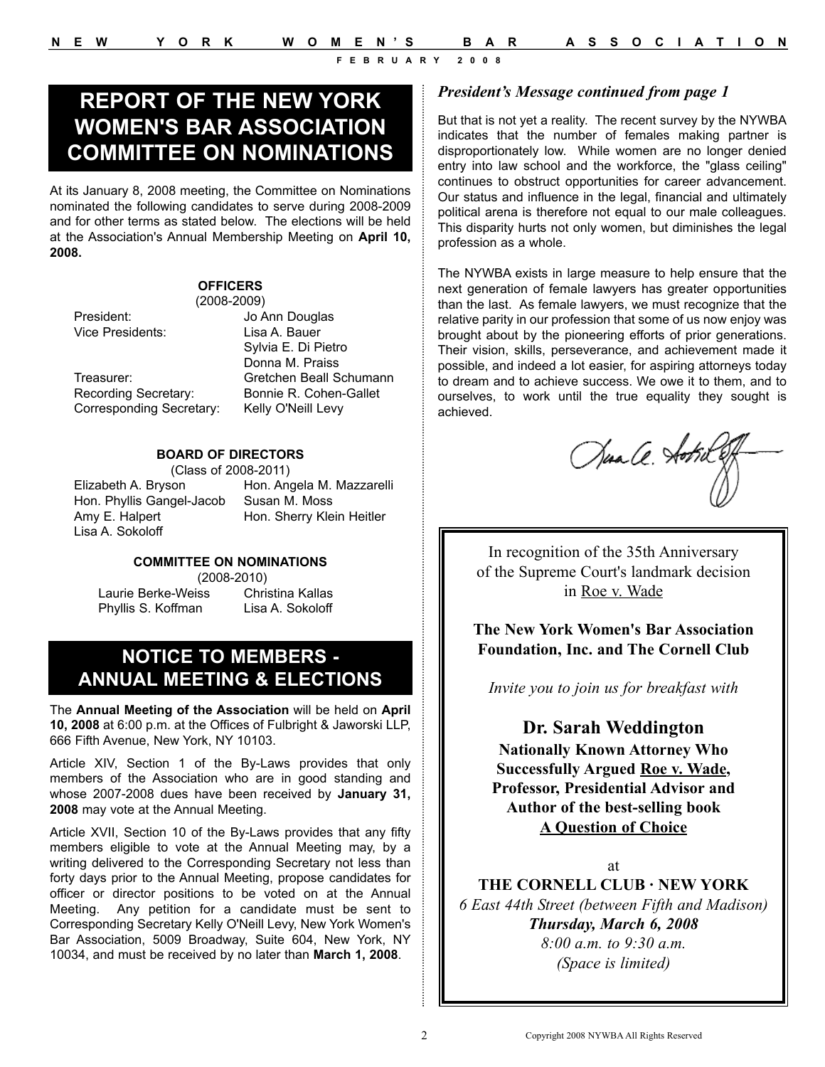## REPORT OF THE NEW YORK WOMEN'S BAR ASSOCIATION COMMITTEE ON NOMINATIONS

At its January 8, 2008 meeting, the Committee on Nominations nominated the following candidates to serve during 2008-2009 and for other terms as stated below. The elections will be held at the Association's Annual Membership Meeting on **April 10, 2008.**

**OFFICERS**
(2008-2009)

| | |
|---|---|
| President: | Jo Ann Douglas |
| Vice Presidents: | Lisa A. Bauer |
| | Sylvia E. Di Pietro |
| | Donna M. Praiss |
| Treasurer: | Gretchen Beall Schumann |
| Recording Secretary: | Bonnie R. Cohen-Gallet |
| Corresponding Secretary: | Kelly O'Neill Levy |

**BOARD OF DIRECTORS**
(Class of 2008-2011)

Elizabeth A. Bryson
Hon. Angela M. Mazzarelli
Hon. Phyllis Gangel-Jacob
Susan M. Moss
Amy E. Halpert
Hon. Sherry Klein Heitler
Lisa A. Sokoloff

**COMMITTEE ON NOMINATIONS**
(2008-2010)

Laurie Berke-Weiss
Christina Kallas
Phyllis S. Koffman
Lisa A. Sokoloff

## NOTICE TO MEMBERS - ANNUAL MEETING & ELECTIONS

The **Annual Meeting of the Association** will be held on **April 10, 2008** at 6:00 p.m. at the Offices of Fulbright & Jaworski LLP, 666 Fifth Avenue, New York, NY 10103.

Article XIV, Section 1 of the By-Laws provides that only members of the Association who are in good standing and whose 2007-2008 dues have been received by **January 31, 2008** may vote at the Annual Meeting.

Article XVII, Section 10 of the By-Laws provides that any fifty members eligible to vote at the Annual Meeting may, by a writing delivered to the Corresponding Secretary not less than forty days prior to the Annual Meeting, propose candidates for officer or director positions to be voted on at the Annual Meeting. Any petition for a candidate must be sent to Corresponding Secretary Kelly O'Neill Levy, New York Women's Bar Association, 5009 Broadway, Suite 604, New York, NY 10034, and must be received by no later than **March 1, 2008**.

### *President's Message continued from page 1*

But that is not yet a reality. The recent survey by the NYWBA indicates that the number of females making partner is disproportionately low. While women are no longer denied entry into law school and the workforce, the "glass ceiling" continues to obstruct opportunities for career advancement. Our status and influence in the legal, financial and ultimately political arena is therefore not equal to our male colleagues. This disparity hurts not only women, but diminishes the legal profession as a whole.

The NYWBA exists in large measure to help ensure that the next generation of female lawyers has greater opportunities than the last. As female lawyers, we must recognize that the relative parity in our profession that some of us now enjoy was brought about by the pioneering efforts of prior generations. Their vision, skills, perseverance, and achievement made it possible, and indeed a lot easier, for aspiring attorneys today to dream and to achieve success. We owe it to them, and to ourselves, to work until the true equality they sought is achieved.

---

In recognition of the 35th Anniversary of the Supreme Court's landmark decision in Roe v. Wade

**The New York Women's Bar Association Foundation, Inc. and The Cornell Club**

*Invite you to join us for breakfast with*

**Dr. Sarah Weddington**
**Nationally Known Attorney Who Successfully Argued Roe v. Wade, Professor, Presidential Advisor and Author of the best-selling book A Question of Choice**

at

**THE CORNELL CLUB · NEW YORK**
*6 East 44th Street (between Fifth and Madison)*
***Thursday, March 6, 2008***
*8:00 a.m. to 9:30 a.m.*
*(Space is limited)*

Copyright 2008 NYWBA All Rights Reserved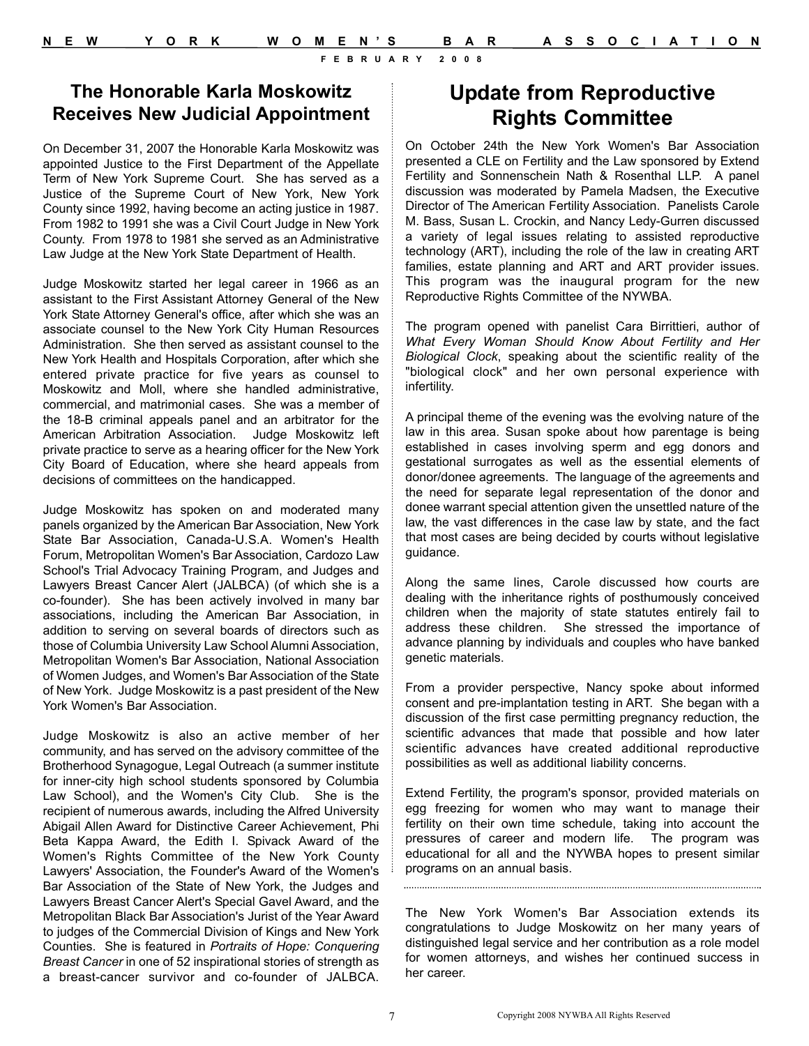## The Honorable Karla Moskowitz Receives New Judicial Appointment

On December 31, 2007 the Honorable Karla Moskowitz was appointed Justice to the First Department of the Appellate Term of New York Supreme Court. She has served as a Justice of the Supreme Court of New York, New York County since 1992, having become an acting justice in 1987. From 1982 to 1991 she was a Civil Court Judge in New York County. From 1978 to 1981 she served as an Administrative Law Judge at the New York State Department of Health.

Judge Moskowitz started her legal career in 1966 as an assistant to the First Assistant Attorney General of the New York State Attorney General's office, after which she was an associate counsel to the New York City Human Resources Administration. She then served as assistant counsel to the New York Health and Hospitals Corporation, after which she entered private practice for five years as counsel to Moskowitz and Moll, where she handled administrative, commercial, and matrimonial cases. She was a member of the 18-B criminal appeals panel and an arbitrator for the American Arbitration Association. Judge Moskowitz left private practice to serve as a hearing officer for the New York City Board of Education, where she heard appeals from decisions of committees on the handicapped.

Judge Moskowitz has spoken on and moderated many panels organized by the American Bar Association, New York State Bar Association, Canada-U.S.A. Women's Health Forum, Metropolitan Women's Bar Association, Cardozo Law School's Trial Advocacy Training Program, and Judges and Lawyers Breast Cancer Alert (JALBCA) (of which she is a co-founder). She has been actively involved in many bar associations, including the American Bar Association, in addition to serving on several boards of directors such as those of Columbia University Law School Alumni Association, Metropolitan Women's Bar Association, National Association of Women Judges, and Women's Bar Association of the State of New York. Judge Moskowitz is a past president of the New York Women's Bar Association.

Judge Moskowitz is also an active member of her community, and has served on the advisory committee of the Brotherhood Synagogue, Legal Outreach (a summer institute for inner-city high school students sponsored by Columbia Law School), and the Women's City Club. She is the recipient of numerous awards, including the Alfred University Abigail Allen Award for Distinctive Career Achievement, Phi Beta Kappa Award, the Edith I. Spivack Award of the Women's Rights Committee of the New York County Lawyers' Association, the Founder's Award of the Women's Bar Association of the State of New York, the Judges and Lawyers Breast Cancer Alert's Special Gavel Award, and the Metropolitan Black Bar Association's Jurist of the Year Award to judges of the Commercial Division of Kings and New York Counties. She is featured in *Portraits of Hope: Conquering Breast Cancer* in one of 52 inspirational stories of strength as a breast-cancer survivor and co-founder of JALBCA.

The New York Women's Bar Association extends its congratulations to Judge Moskowitz on her many years of distinguished legal service and her contribution as a role model for women attorneys, and wishes her continued success in her career.

## Update from Reproductive Rights Committee

On October 24th the New York Women's Bar Association presented a CLE on Fertility and the Law sponsored by Extend Fertility and Sonnenschein Nath & Rosenthal LLP. A panel discussion was moderated by Pamela Madsen, the Executive Director of The American Fertility Association. Panelists Carole M. Bass, Susan L. Crockin, and Nancy Ledy-Gurren discussed a variety of legal issues relating to assisted reproductive technology (ART), including the role of the law in creating ART families, estate planning and ART and ART provider issues. This program was the inaugural program for the new Reproductive Rights Committee of the NYWBA.

The program opened with panelist Cara Birrittieri, author of *What Every Woman Should Know About Fertility and Her Biological Clock*, speaking about the scientific reality of the "biological clock" and her own personal experience with infertility.

A principal theme of the evening was the evolving nature of the law in this area. Susan spoke about how parentage is being established in cases involving sperm and egg donors and gestational surrogates as well as the essential elements of donor/donee agreements. The language of the agreements and the need for separate legal representation of the donor and donee warrant special attention given the unsettled nature of the law, the vast differences in the case law by state, and the fact that most cases are being decided by courts without legislative guidance.

Along the same lines, Carole discussed how courts are dealing with the inheritance rights of posthumously conceived children when the majority of state statutes entirely fail to address these children. She stressed the importance of advance planning by individuals and couples who have banked genetic materials.

From a provider perspective, Nancy spoke about informed consent and pre-implantation testing in ART. She began with a discussion of the first case permitting pregnancy reduction, the scientific advances that made that possible and how later scientific advances have created additional reproductive possibilities as well as additional liability concerns.

Extend Fertility, the program's sponsor, provided materials on egg freezing for women who may want to manage their fertility on their own time schedule, taking into account the pressures of career and modern life. The program was educational for all and the NYWBA hopes to present similar programs on an annual basis.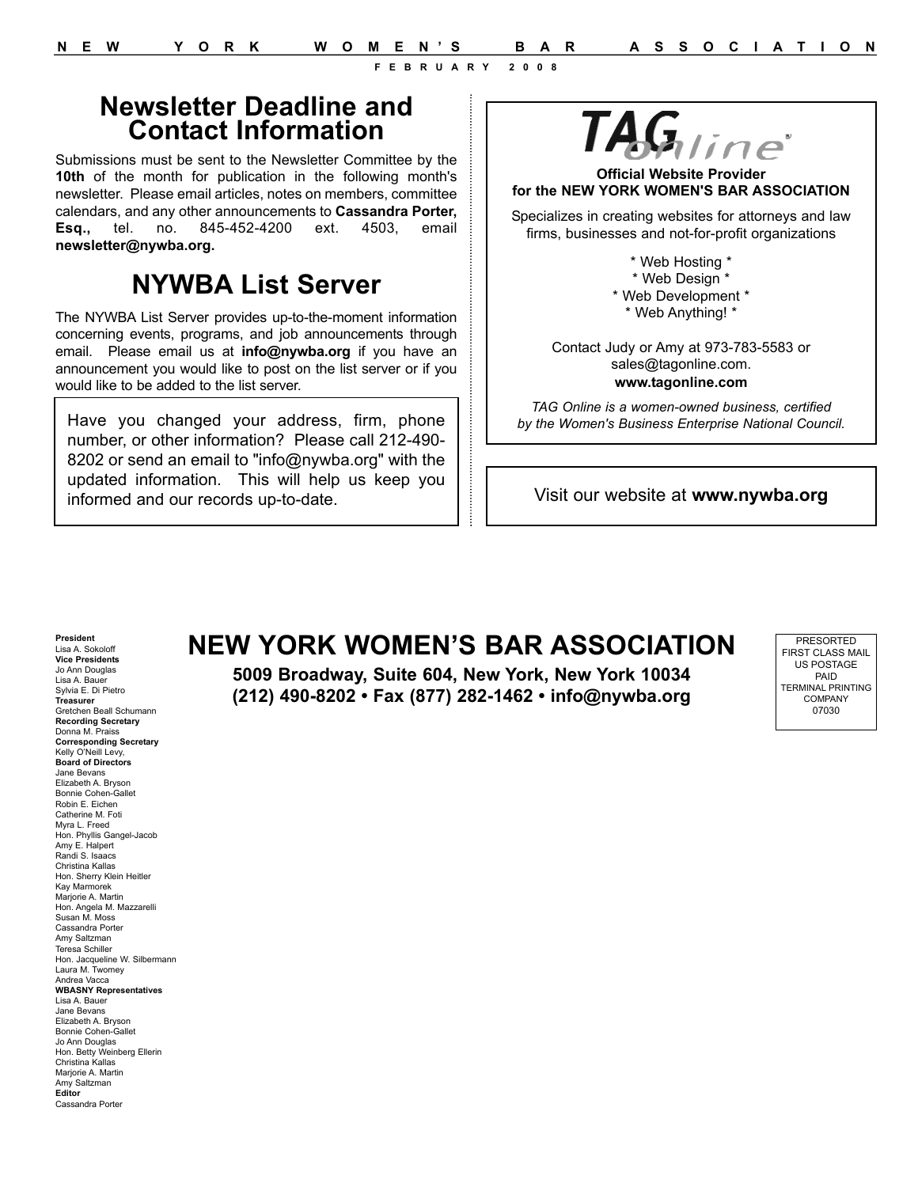## Newsletter Deadline and Contact Information

Submissions must be sent to the Newsletter Committee by the **10th** of the month for publication in the following month's newsletter. Please email articles, notes on members, committee calendars, and any other announcements to **Cassandra Porter, Esq.,** tel. no. 845-452-4200 ext. 4503, email **newsletter@nywba.org.**

## NYWBA List Server

The NYWBA List Server provides up-to-the-moment information concerning events, programs, and job announcements through email. Please email us at **info@nywba.org** if you have an announcement you would like to post on the list server or if you would like to be added to the list server.

Have you changed your address, firm, phone number, or other information? Please call 212-490-8202 or send an email to "info@nywba.org" with the updated information. This will help us keep you informed and our records up-to-date.

TAG online

**Official Website Provider for the NEW YORK WOMEN'S BAR ASSOCIATION**

Specializes in creating websites for attorneys and law firms, businesses and not-for-profit organizations

* Web Hosting *
* Web Design *
* Web Development *
* Web Anything! *

Contact Judy or Amy at 973-783-5583 or sales@tagonline.com.
**www.tagonline.com**

*TAG Online is a women-owned business, certified by the Women's Business Enterprise National Council.*

Visit our website at **www.nywba.org**

**President**
Lisa A. Sokoloff
**Vice Presidents**
Jo Ann Douglas
Lisa A. Bauer
Sylvia E. Di Pietro
**Treasurer**
Gretchen Beall Schumann
**Recording Secretary**
Donna M. Praiss
**Corresponding Secretary**
Kelly O'Neill Levy,
**Board of Directors**
Jane Bevans
Elizabeth A. Bryson
Bonnie Cohen-Gallet
Robin E. Eichen
Catherine M. Foti
Myra L. Freed
Hon. Phyllis Gangel-Jacob
Amy E. Halpert
Randi S. Isaacs
Christina Kallas
Hon. Sherry Klein Heitler
Kay Marmorek
Marjorie A. Martin
Hon. Angela M. Mazzarelli
Susan M. Moss
Cassandra Porter
Amy Saltzman
Teresa Schiller
Hon. Jacqueline W. Silbermann
Laura M. Twomey
Andrea Vacca
**WBASNY Representatives**
Lisa A. Bauer
Jane Bevans
Elizabeth A. Bryson
Bonnie Cohen-Gallet
Jo Ann Douglas
Hon. Betty Weinberg Ellerin
Christina Kallas
Marjorie A. Martin
Amy Saltzman
**Editor**
Cassandra Porter

## NEW YORK WOMEN'S BAR ASSOCIATION

**5009 Broadway, Suite 604, New York, New York 10034**
**(212) 490-8202 • Fax (877) 282-1462 • info@nywba.org**

PRESORTED
FIRST CLASS MAIL
US POSTAGE
PAID
TERMINAL PRINTING
COMPANY
07030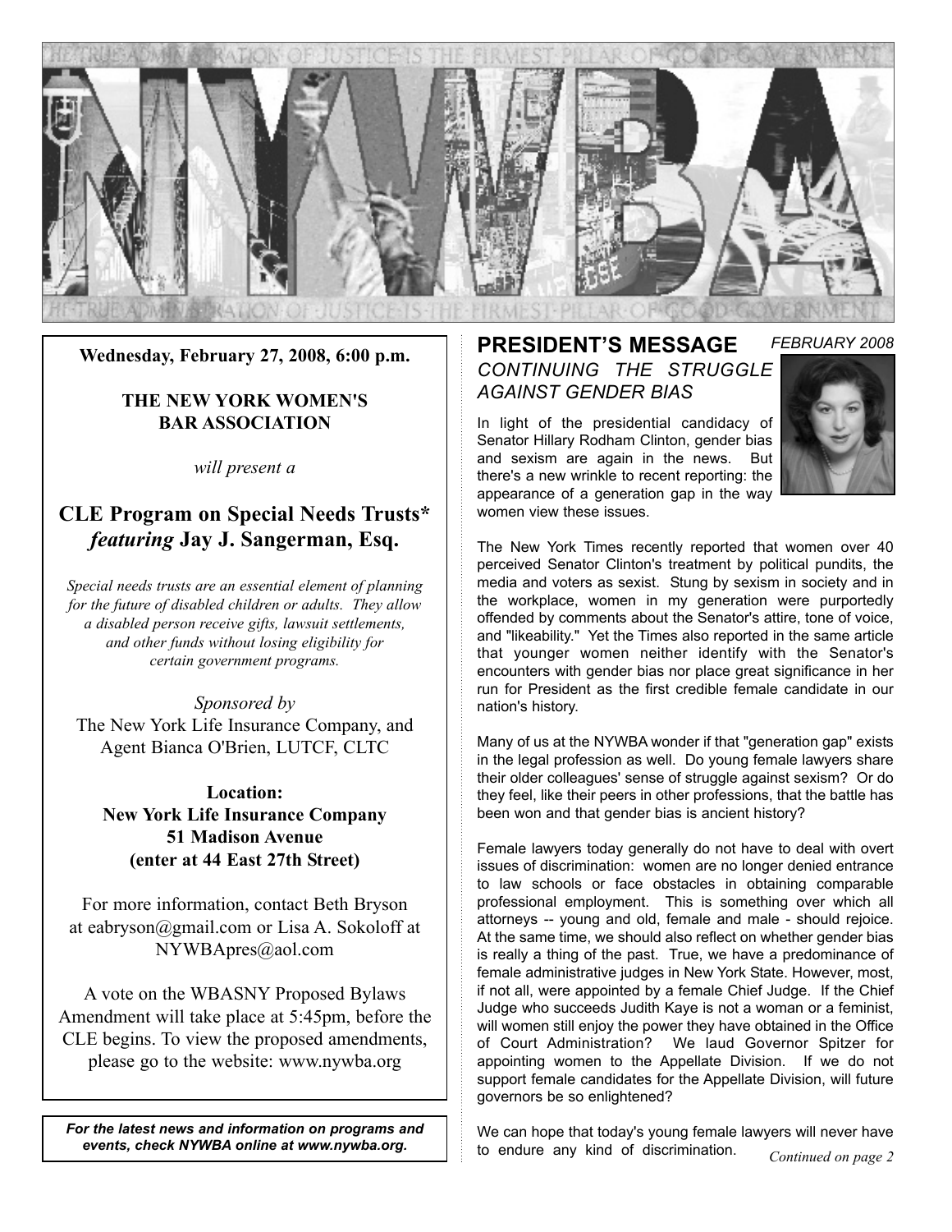Wednesday, February 27, 2008, 6:00 p.m.

**THE NEW YORK WOMEN'S BAR ASSOCIATION**

*will present a*

## CLE Program on Special Needs Trusts* *featuring* Jay J. Sangerman, Esq.

*Special needs trusts are an essential element of planning for the future of disabled children or adults. They allow a disabled person receive gifts, lawsuit settlements, and other funds without losing eligibility for certain government programs.*

*Sponsored by*
The New York Life Insurance Company, and Agent Bianca O'Brien, LUTCF, CLTC

**Location:**
**New York Life Insurance Company**
**51 Madison Avenue**
**(enter at 44 East 27th Street)**

For more information, contact Beth Bryson at eabryson@gmail.com or Lisa A. Sokoloff at NYWBApres@aol.com

A vote on the WBASNY Proposed Bylaws Amendment will take place at 5:45pm, before the CLE begins. To view the proposed amendments, please go to the website: www.nywba.org

***For the latest news and information on programs and events, check NYWBA online at www.nywba.org.***

## PRESIDENT'S MESSAGE

*FEBRUARY 2008*

### *CONTINUING THE STRUGGLE AGAINST GENDER BIAS*

In light of the presidential candidacy of Senator Hillary Rodham Clinton, gender bias and sexism are again in the news. But there's a new wrinkle to recent reporting: the appearance of a generation gap in the way women view these issues.

The New York Times recently reported that women over 40 perceived Senator Clinton's treatment by political pundits, the media and voters as sexist. Stung by sexism in society and in the workplace, women in my generation were purportedly offended by comments about the Senator's attire, tone of voice, and "likeability." Yet the Times also reported in the same article that younger women neither identify with the Senator's encounters with gender bias nor place great significance in her run for President as the first credible female candidate in our nation's history.

Many of us at the NYWBA wonder if that "generation gap" exists in the legal profession as well. Do young female lawyers share their older colleagues' sense of struggle against sexism? Or do they feel, like their peers in other professions, that the battle has been won and that gender bias is ancient history?

Female lawyers today generally do not have to deal with overt issues of discrimination: women are no longer denied entrance to law schools or face obstacles in obtaining comparable professional employment. This is something over which all attorneys -- young and old, female and male - should rejoice. At the same time, we should also reflect on whether gender bias is really a thing of the past. True, we have a predominance of female administrative judges in New York State. However, most, if not all, were appointed by a female Chief Judge. If the Chief Judge who succeeds Judith Kaye is not a woman or a feminist, will women still enjoy the power they have obtained in the Office of Court Administration? We laud Governor Spitzer for appointing women to the Appellate Division. If we do not support female candidates for the Appellate Division, will future governors be so enlightened?

We can hope that today's young female lawyers will never have to endure any kind of discrimination.

*Continued on page 2*